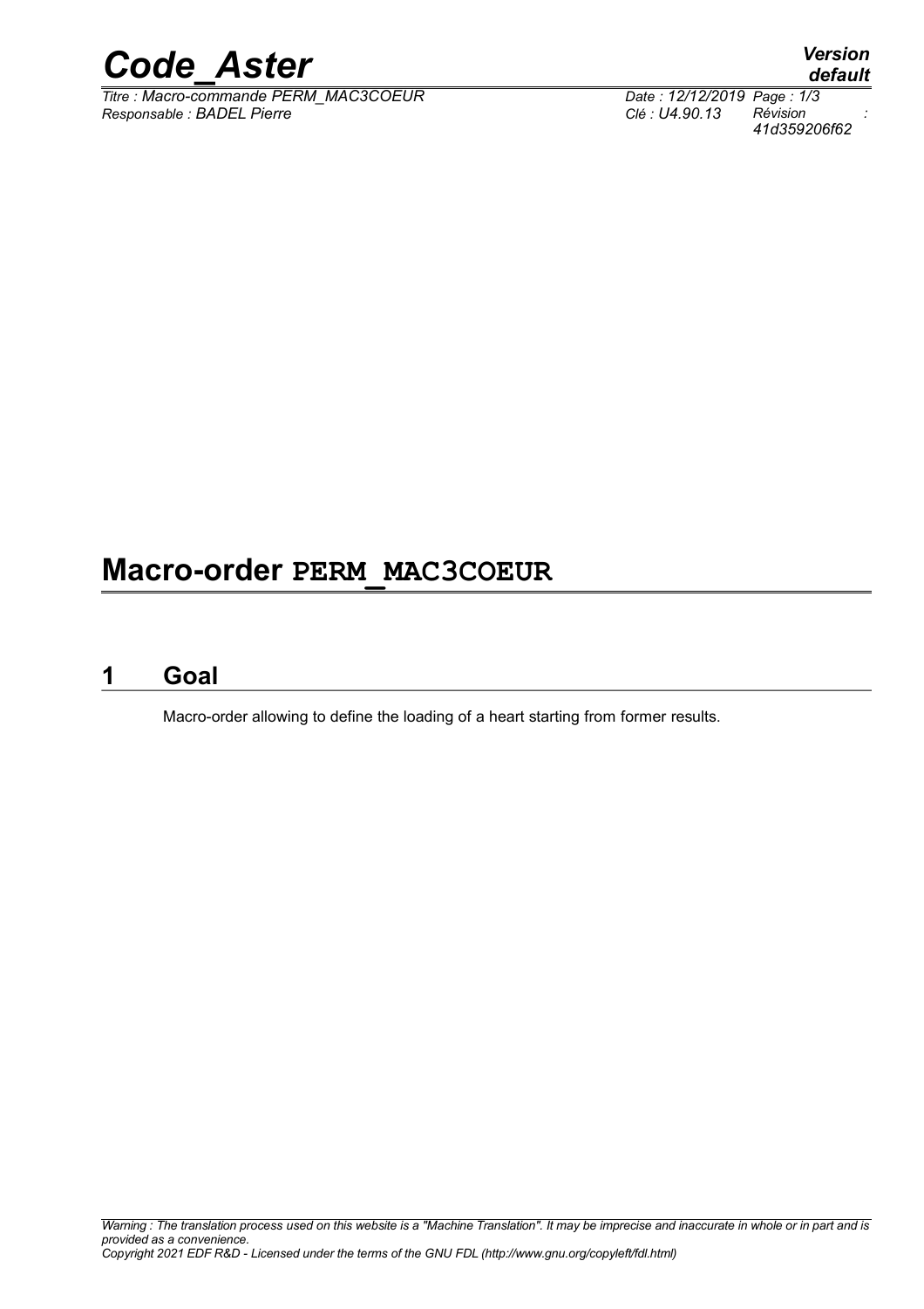# Macro-order PERM_MAC3COEUR

## 1 Goal

Macro-order allowing to define the loading of a heart starting from former results.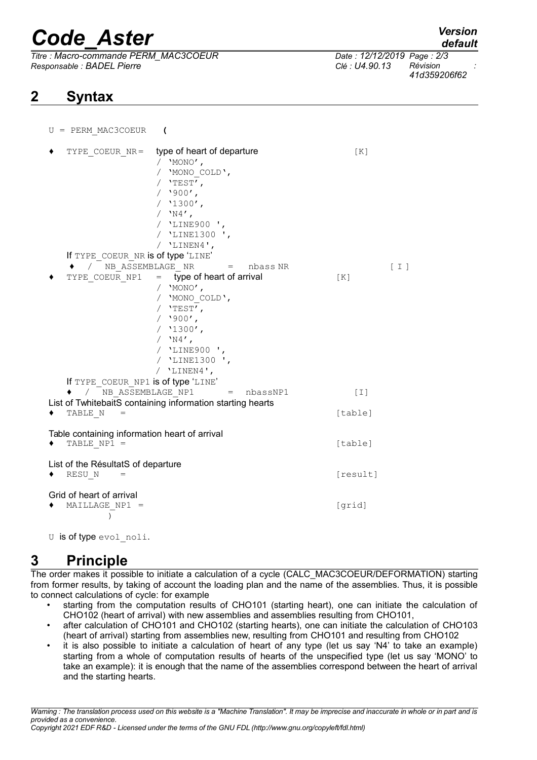## 2 Syntax

```
U = PERM_MAC3COEUR   (

♦  TYPE_COEUR_NR=   type of heart of departure                 [K]
                    / 'MONO',
                    / 'MONO_COLD',
                    / 'TEST',
                    / '900',
                    / '1300',
                    / 'N4',
                    / 'LINE900 ',
                    / 'LINE1300 ',
                    / 'LINEN4',
   If TYPE_COEUR_NR is of type 'LINE'
   ♦  /  NB_ASSEMBLAGE_NR      =  nbass NR                        [ I ]
♦  TYPE_COEUR_NP1   =  type of heart of arrival                [K]
                    / 'MONO',
                    / 'MONO_COLD',
                    / 'TEST',
                    / '900',
                    / '1300',
                    / 'N4',
                    / 'LINE900 ',
                    / 'LINE1300 ',
                    / 'LINEN4',
   If TYPE_COEUR_NP1 is of type 'LINE'
   ♦  /  NB_ASSEMBLAGE_NP1     =  nbassNP1                 [I]
   List of TwhitebaitS containing information starting hearts
♦  TABLE_N    =                                              [table]

   Table containing information heart of arrival
♦  TABLE_NP1 =                                               [table]

   List of the RésultatS of departure
♦  RESU_N     =                                              [result]

   Grid of heart of arrival
♦  MAILLAGE_NP1 =                                            [grid]
         )
```

U is of type evol_noli.

## 3 Principle

The order makes it possible to initiate a calculation of a cycle (CALC_MAC3COEUR/DEFORMATION) starting from former results, by taking of account the loading plan and the name of the assemblies. Thus, it is possible to connect calculations of cycle: for example

- starting from the computation results of CHO101 (starting heart), one can initiate the calculation of CHO102 (heart of arrival) with new assemblies and assemblies resulting from CHO101,
- after calculation of CHO101 and CHO102 (starting hearts), one can initiate the calculation of CHO103 (heart of arrival) starting from assemblies new, resulting from CHO101 and resulting from CHO102
- it is also possible to initiate a calculation of heart of any type (let us say 'N4' to take an example) starting from a whole of computation results of hearts of the unspecified type (let us say 'MONO' to take an example): it is enough that the name of the assemblies correspond between the heart of arrival and the starting hearts.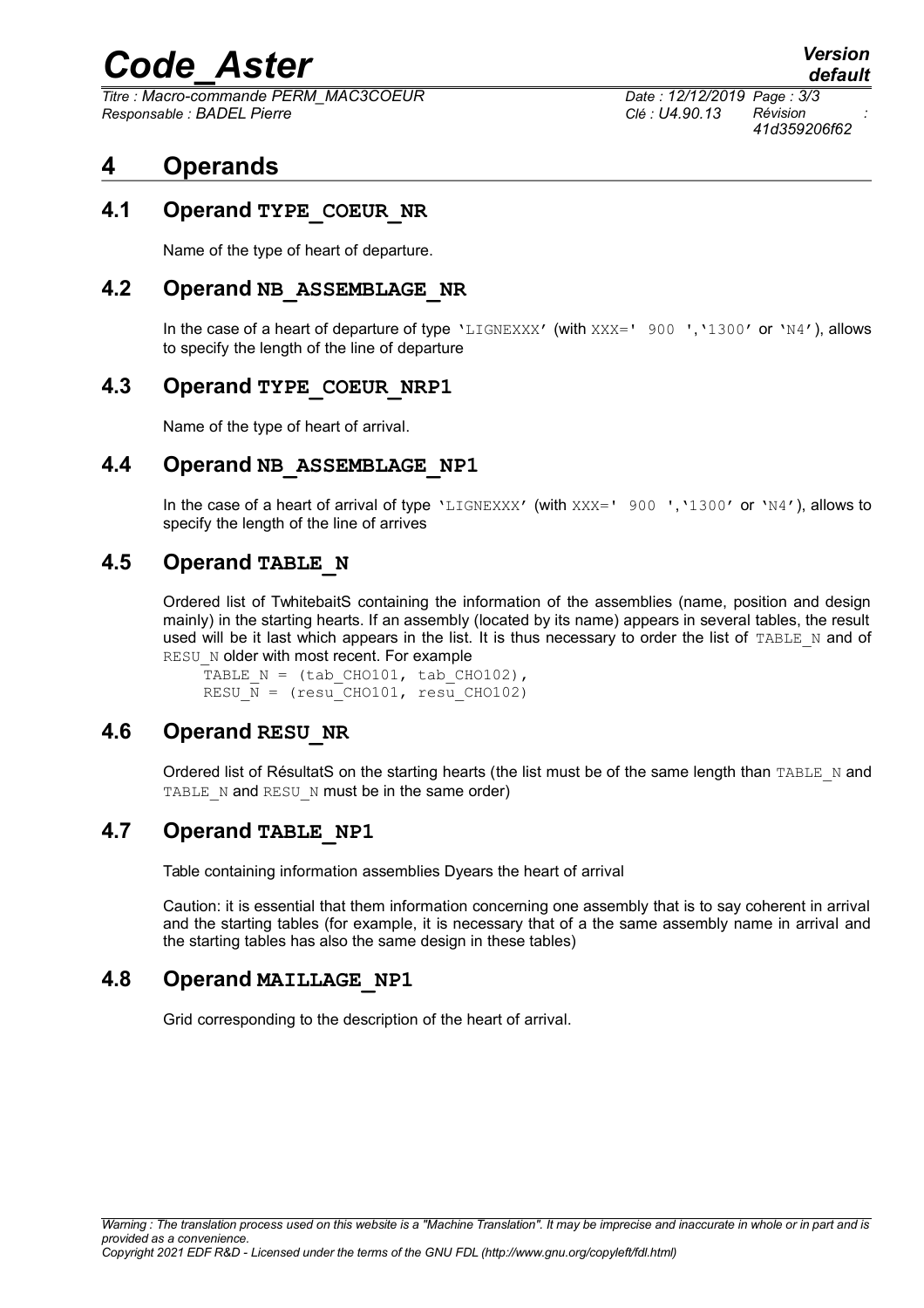# 4 Operands

## 4.1 Operand TYPE_COEUR_NR

Name of the type of heart of departure.

## 4.2 Operand NB_ASSEMBLAGE_NR

In the case of a heart of departure of type 'LIGNEXXX' (with XXX=' 900 ','1300' or 'N4'), allows to specify the length of the line of departure

## 4.3 Operand TYPE_COEUR_NRP1

Name of the type of heart of arrival.

## 4.4 Operand NB_ASSEMBLAGE_NP1

In the case of a heart of arrival of type 'LIGNEXXX' (with XXX=' 900 ','1300' or 'N4'), allows to specify the length of the line of arrives

## 4.5 Operand TABLE_N

Ordered list of TwhitebaitS containing the information of the assemblies (name, position and design mainly) in the starting hearts. If an assembly (located by its name) appears in several tables, the result used will be it last which appears in the list. It is thus necessary to order the list of TABLE_N and of RESU_N older with most recent. For example

```
TABLE_N = (tab_CHO101, tab_CHO102),
RESU_N = (resu_CHO101, resu_CHO102)
```

## 4.6 Operand RESU_NR

Ordered list of RésultatS on the starting hearts (the list must be of the same length than TABLE_N and TABLE_N and RESU_N must be in the same order)

## 4.7 Operand TABLE_NP1

Table containing information assemblies Dyears the heart of arrival

Caution: it is essential that them information concerning one assembly that is to say coherent in arrival and the starting tables (for example, it is necessary that of a the same assembly name in arrival and the starting tables has also the same design in these tables)

## 4.8 Operand MAILLAGE_NP1

Grid corresponding to the description of the heart of arrival.